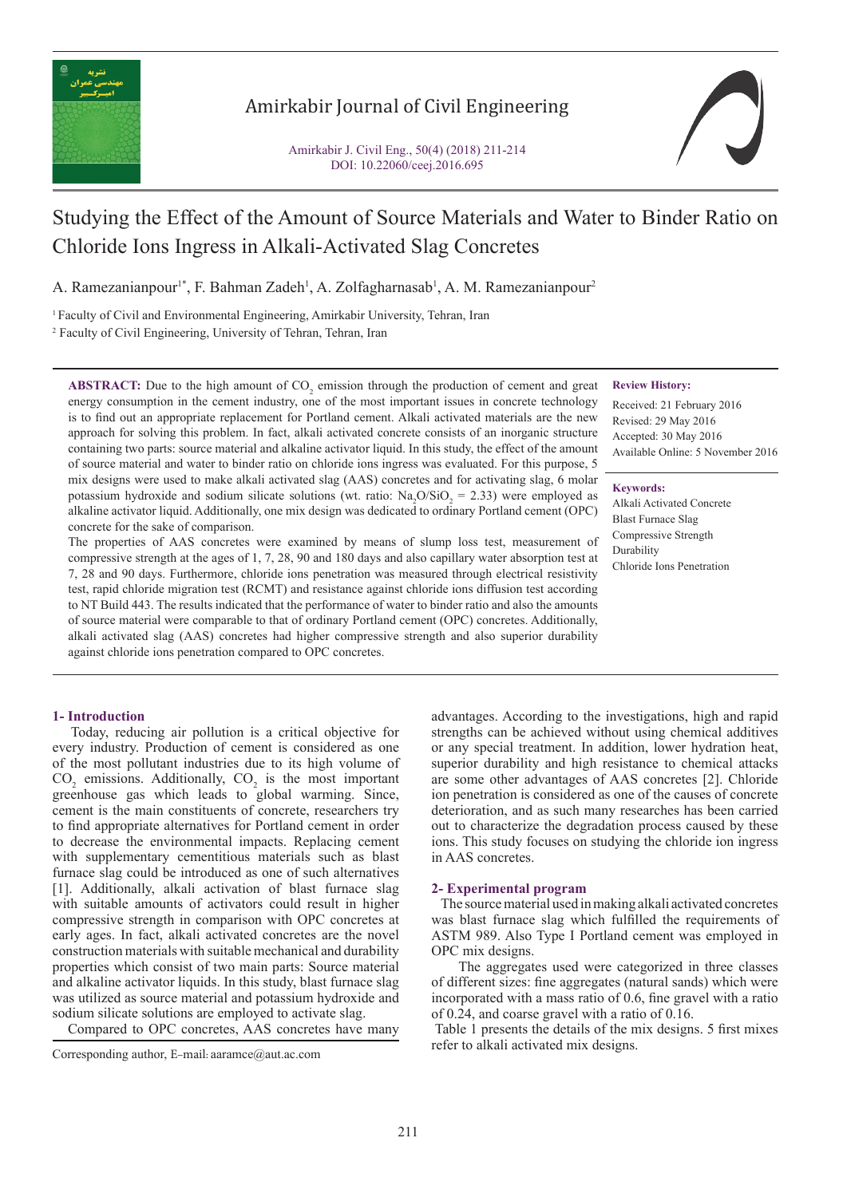Amirkabir Journal of Civil Engineering

Amirkabir J. Civil Eng., 50(4) (2018) 211-214
DOI: 10.22060/ceej.2016.695

# Studying the Effect of the Amount of Source Materials and Water to Binder Ratio on Chloride Ions Ingress in Alkali-Activated Slag Concretes

A. Ramezanianpour[1*], F. Bahman Zadeh[1], A. Zolfagharnasab[1], A. M. Ramezanianpour[2]

[1] Faculty of Civil and Environmental Engineering, Amirkabir University, Tehran, Iran

[2] Faculty of Civil Engineering, University of Tehran, Tehran, Iran

**ABSTRACT:** Due to the high amount of $CO_2$ emission through the production of cement and great energy consumption in the cement industry, one of the most important issues in concrete technology is to find out an appropriate replacement for Portland cement. Alkali activated materials are the new approach for solving this problem. In fact, alkali activated concrete consists of an inorganic structure containing two parts: source material and alkaline activator liquid. In this study, the effect of the amount of source material and water to binder ratio on chloride ions ingress was evaluated. For this purpose, 5 mix designs were used to make alkali activated slag (AAS) concretes and for activating slag, 6 molar potassium hydroxide and sodium silicate solutions (wt. ratio: $Na_2O/SiO_2$ = 2.33) were employed as alkaline activator liquid. Additionally, one mix design was dedicated to ordinary Portland cement (OPC) concrete for the sake of comparison.

The properties of AAS concretes were examined by means of slump loss test, measurement of compressive strength at the ages of 1, 7, 28, 90 and 180 days and also capillary water absorption test at 7, 28 and 90 days. Furthermore, chloride ions penetration was measured through electrical resistivity test, rapid chloride migration test (RCMT) and resistance against chloride ions diffusion test according to NT Build 443. The results indicated that the performance of water to binder ratio and also the amounts of source material were comparable to that of ordinary Portland cement (OPC) concretes. Additionally, alkali activated slag (AAS) concretes had higher compressive strength and also superior durability against chloride ions penetration compared to OPC concretes.

**Review History:**

Received: 21 February 2016
Revised: 29 May 2016
Accepted: 30 May 2016
Available Online: 5 November 2016

**Keywords:**

Alkali Activated Concrete
Blast Furnace Slag
Compressive Strength
Durability
Chloride Ions Penetration

## 1- Introduction

Today, reducing air pollution is a critical objective for every industry. Production of cement is considered as one of the most pollutant industries due to its high volume of $CO_2$ emissions. Additionally, $CO_2$ is the most important greenhouse gas which leads to global warming. Since, cement is the main constituents of concrete, researchers try to find appropriate alternatives for Portland cement in order to decrease the environmental impacts. Replacing cement with supplementary cementitious materials such as blast furnace slag could be introduced as one of such alternatives [1]. Additionally, alkali activation of blast furnace slag with suitable amounts of activators could result in higher compressive strength in comparison with OPC concretes at early ages. In fact, alkali activated concretes are the novel construction materials with suitable mechanical and durability properties which consist of two main parts: Source material and alkaline activator liquids. In this study, blast furnace slag was utilized as source material and potassium hydroxide and sodium silicate solutions are employed to activate slag.

Compared to OPC concretes, AAS concretes have many advantages. According to the investigations, high and rapid strengths can be achieved without using chemical additives or any special treatment. In addition, lower hydration heat, superior durability and high resistance to chemical attacks are some other advantages of AAS concretes [2]. Chloride ion penetration is considered as one of the causes of concrete deterioration, and as such many researches has been carried out to characterize the degradation process caused by these ions. This study focuses on studying the chloride ion ingress in AAS concretes.

## 2- Experimental program

The source material used in making alkali activated concretes was blast furnace slag which fulfilled the requirements of ASTM 989. Also Type I Portland cement was employed in OPC mix designs.

The aggregates used were categorized in three classes of different sizes: fine aggregates (natural sands) which were incorporated with a mass ratio of 0.6, fine gravel with a ratio of 0.24, and coarse gravel with a ratio of 0.16.

Table 1 presents the details of the mix designs. 5 first mixes refer to alkali activated mix designs.

Corresponding author, E-mail: aaramce@aut.ac.com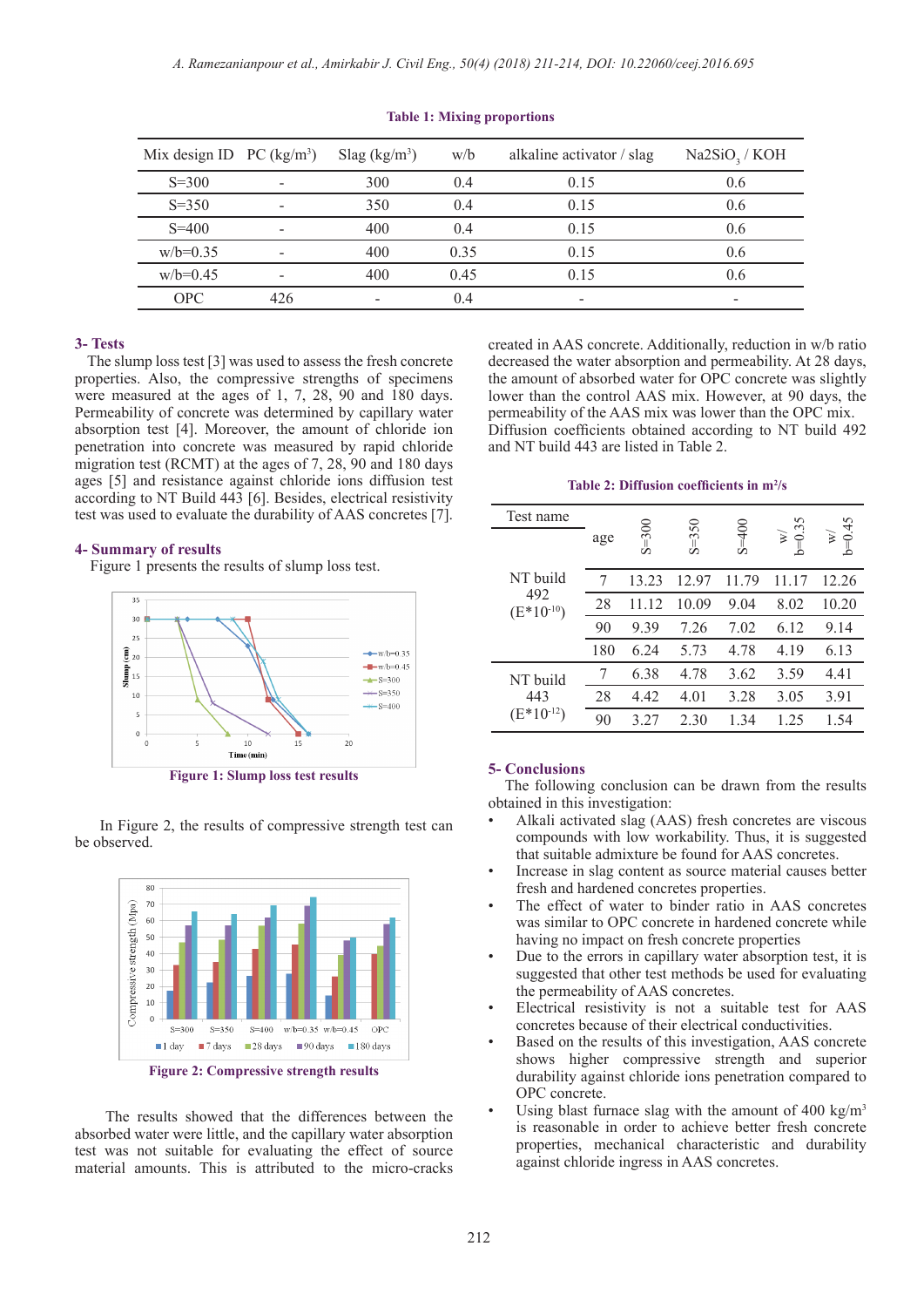Table 1: Mixing proportions

| Mix design ID | PC (kg/m$^3$) | Slag (kg/m$^3$) | w/b | alkaline activator / slag | $Na2SiO_3$ / KOH |
|---|---|---|---|---|---|
| S=300 | - | 300 | 0.4 | 0.15 | 0.6 |
| S=350 | - | 350 | 0.4 | 0.15 | 0.6 |
| S=400 | - | 400 | 0.4 | 0.15 | 0.6 |
| w/b=0.35 | - | 400 | 0.35 | 0.15 | 0.6 |
| w/b=0.45 | - | 400 | 0.45 | 0.15 | 0.6 |
| OPC | 426 | - | 0.4 | - | - |

## 3- Tests

The slump loss test [3] was used to assess the fresh concrete properties. Also, the compressive strengths of specimens were measured at the ages of 1, 7, 28, 90 and 180 days. Permeability of concrete was determined by capillary water absorption test [4]. Moreover, the amount of chloride ion penetration into concrete was measured by rapid chloride migration test (RCMT) at the ages of 7, 28, 90 and 180 days ages [5] and resistance against chloride ions diffusion test according to NT Build 443 [6]. Besides, electrical resistivity test was used to evaluate the durability of AAS concretes [7].

## 4- Summary of results

Figure 1 presents the results of slump loss test.

Figure 1: Slump loss test results

In Figure 2, the results of compressive strength test can be observed.

Figure 2: Compressive strength results

The results showed that the differences between the absorbed water were little, and the capillary water absorption test was not suitable for evaluating the effect of source material amounts. This is attributed to the micro-cracks created in AAS concrete. Additionally, reduction in w/b ratio decreased the water absorption and permeability. At 28 days, the amount of absorbed water for OPC concrete was slightly lower than the control AAS mix. However, at 90 days, the permeability of the AAS mix was lower than the OPC mix. Diffusion coefficients obtained according to NT build 492 and NT build 443 are listed in Table 2.

Table 2: Diffusion coefficients in m$^2$/s

| Test name | age | S=300 | S=350 | S=400 | w/b=0.35 | w/b=0.45 |
|---|---|---|---|---|---|---|
| NT build 492 (E*10$^{-10}$) | 7 | 13.23 | 12.97 | 11.79 | 11.17 | 12.26 |
| | 28 | 11.12 | 10.09 | 9.04 | 8.02 | 10.20 |
| | 90 | 9.39 | 7.26 | 7.02 | 6.12 | 9.14 |
| | 180 | 6.24 | 5.73 | 4.78 | 4.19 | 6.13 |
| NT build 443 (E*10$^{-12}$) | 7 | 6.38 | 4.78 | 3.62 | 3.59 | 4.41 |
| | 28 | 4.42 | 4.01 | 3.28 | 3.05 | 3.91 |
| | 90 | 3.27 | 2.30 | 1.34 | 1.25 | 1.54 |

## 5- Conclusions

The following conclusion can be drawn from the results obtained in this investigation:

- Alkali activated slag (AAS) fresh concretes are viscous compounds with low workability. Thus, it is suggested that suitable admixture be found for AAS concretes.
- Increase in slag content as source material causes better fresh and hardened concrete properties.
- The effect of water to binder ratio in AAS concretes was similar to OPC concrete in hardened concrete while having no impact on fresh concrete properties
- Due to the errors in capillary water absorption test, it is suggested that other test methods be used for evaluating the permeability of AAS concretes.
- Electrical resistivity is not a suitable test for AAS concretes because of their electrical conductivities.
- Based on the results of this investigation, AAS concrete shows higher compressive strength and superior durability against chloride ions penetration compared to OPC concrete.
- Using blast furnace slag with the amount of 400 kg/m$^3$ is reasonable in order to achieve better fresh concrete properties, mechanical characteristic and durability against chloride ingress in AAS concretes.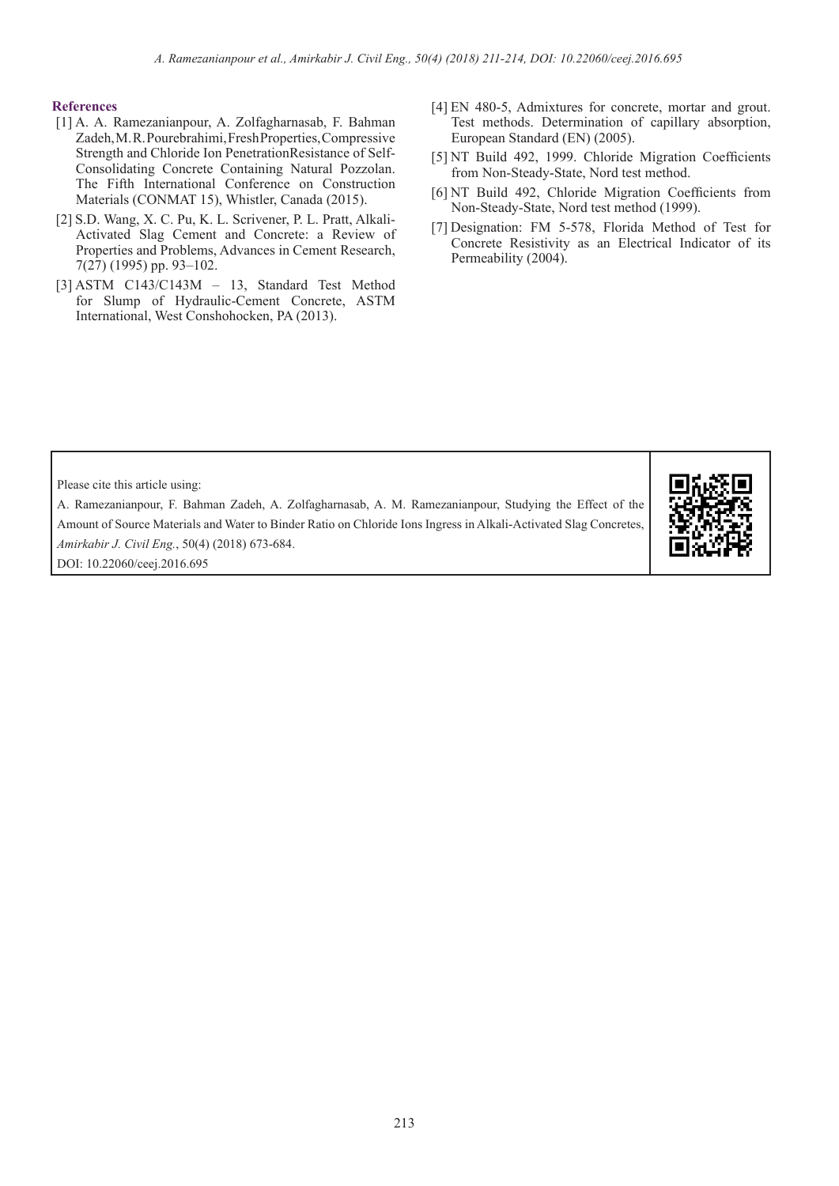### References

[1] A. A. Ramezanianpour, A. Zolfagharnasab, F. Bahman Zadeh, M.R. Pourebrahimi, Fresh Properties, Compressive Strength and Chloride Ion PenetrationResistance of Self-Consolidating Concrete Containing Natural Pozzolan. The Fifth International Conference on Construction Materials (CONMAT 15), Whistler, Canada (2015).

[2] S.D. Wang, X. C. Pu, K. L. Scrivener, P. L. Pratt, Alkali-Activated Slag Cement and Concrete: a Review of Properties and Problems, Advances in Cement Research, 7(27) (1995) pp. 93–102.

[3] ASTM C143/C143M – 13, Standard Test Method for Slump of Hydraulic-Cement Concrete, ASTM International, West Conshohocken, PA (2013).

[4] EN 480-5, Admixtures for concrete, mortar and grout. Test methods. Determination of capillary absorption, European Standard (EN) (2005).

[5] NT Build 492, 1999. Chloride Migration Coefficients from Non-Steady-State, Nord test method.

[6] NT Build 492, Chloride Migration Coefficients from Non-Steady-State, Nord test method (1999).

[7] Designation: FM 5-578, Florida Method of Test for Concrete Resistivity as an Electrical Indicator of its Permeability (2004).

Please cite this article using:

A. Ramezanianpour, F. Bahman Zadeh, A. Zolfagharnasab, A. M. Ramezanianpour, Studying the Effect of the Amount of Source Materials and Water to Binder Ratio on Chloride Ions Ingress in Alkali-Activated Slag Concretes, *Amirkabir J. Civil Eng.*, 50(4) (2018) 673-684.

DOI: 10.22060/ceej.2016.695